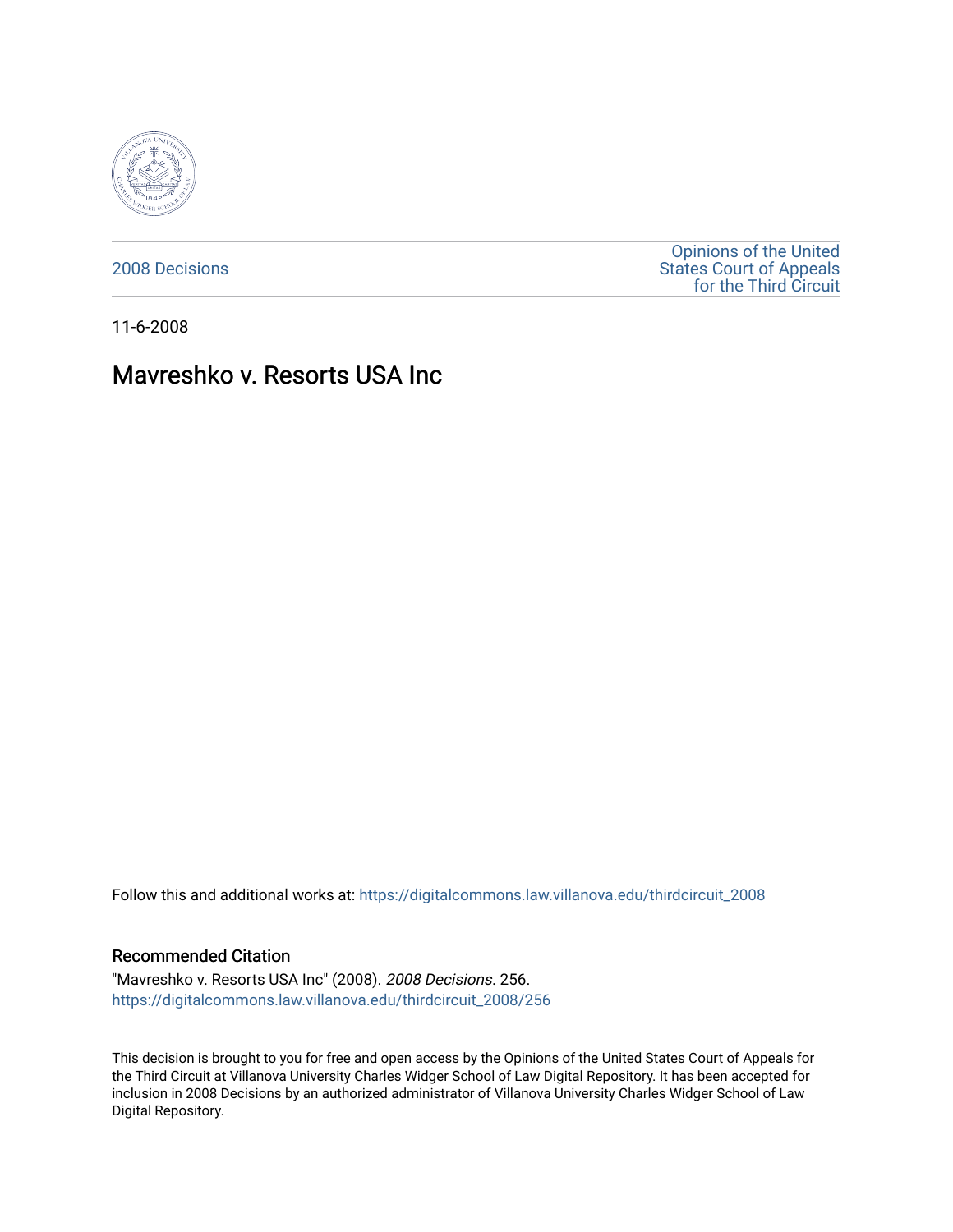2008 Decisions

Opinions of the United States Court of Appeals for the Third Circuit

11-6-2008

# Mavreshko v. Resorts USA Inc

Follow this and additional works at: https://digitalcommons.law.villanova.edu/thirdcircuit_2008

## Recommended Citation

"Mavreshko v. Resorts USA Inc" (2008). *2008 Decisions*. 256.
https://digitalcommons.law.villanova.edu/thirdcircuit_2008/256

This decision is brought to you for free and open access by the Opinions of the United States Court of Appeals for the Third Circuit at Villanova University Charles Widger School of Law Digital Repository. It has been accepted for inclusion in 2008 Decisions by an authorized administrator of Villanova University Charles Widger School of Law Digital Repository.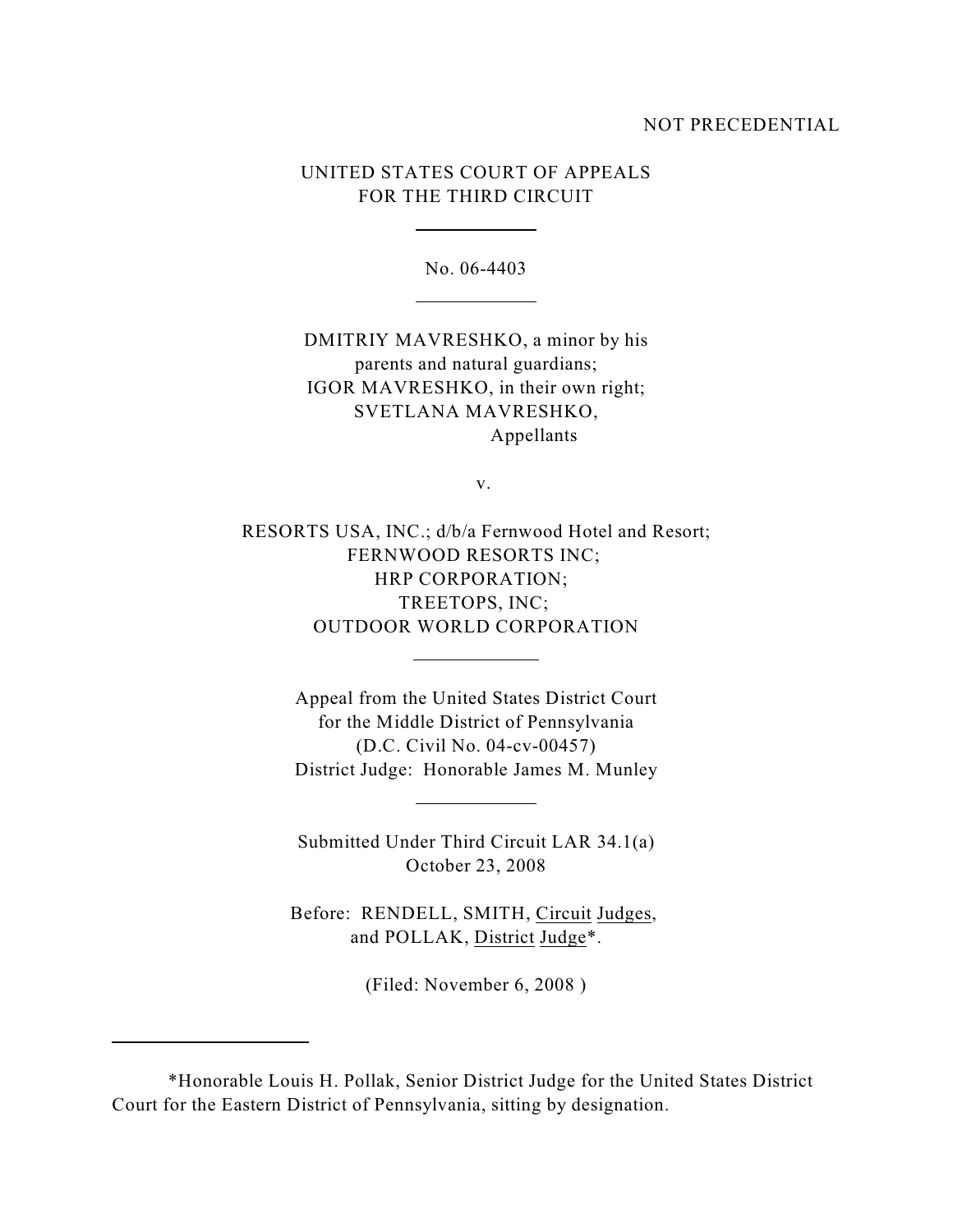NOT PRECEDENTIAL

UNITED STATES COURT OF APPEALS
FOR THE THIRD CIRCUIT

---

No. 06-4403

---

DMITRIY MAVRESHKO, a minor by his
parents and natural guardians;
IGOR MAVRESHKO, in their own right;
SVETLANA MAVRESHKO,
Appellants

v.

RESORTS USA, INC.; d/b/a Fernwood Hotel and Resort;
FERNWOOD RESORTS INC;
HRP CORPORATION;
TREETOPS, INC;
OUTDOOR WORLD CORPORATION

---

Appeal from the United States District Court
for the Middle District of Pennsylvania
(D.C. Civil No. 04-cv-00457)
District Judge: Honorable James M. Munley

---

Submitted Under Third Circuit LAR 34.1(a)
October 23, 2008

Before: RENDELL, SMITH, Circuit Judges,
and POLLAK, District Judge*.

(Filed: November 6, 2008 )

---

*Honorable Louis H. Pollak, Senior District Judge for the United States District Court for the Eastern District of Pennsylvania, sitting by designation.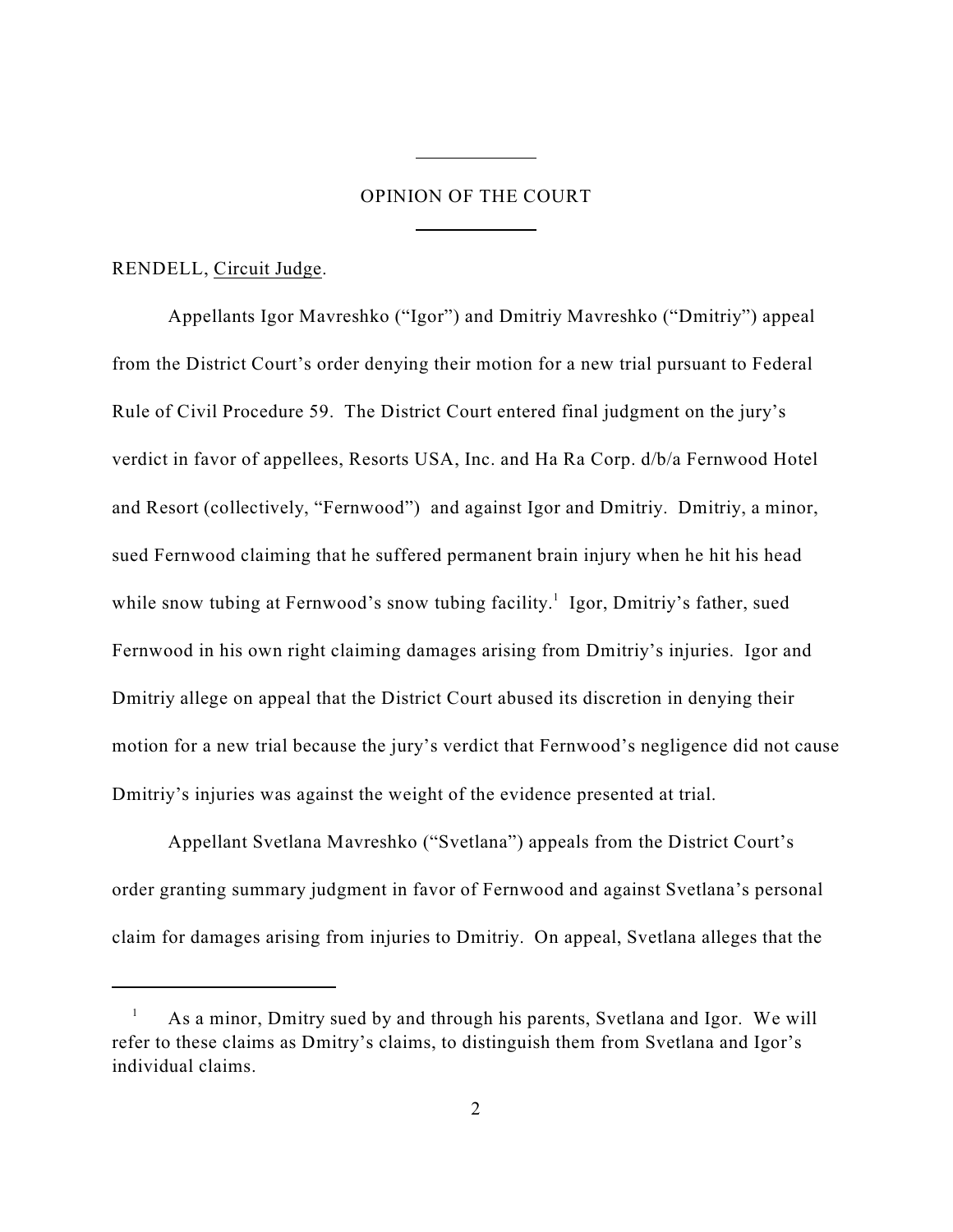## OPINION OF THE COURT

RENDELL, Circuit Judge.

Appellants Igor Mavreshko ("Igor") and Dmitriy Mavreshko ("Dmitriy") appeal from the District Court's order denying their motion for a new trial pursuant to Federal Rule of Civil Procedure 59. The District Court entered final judgment on the jury's verdict in favor of appellees, Resorts USA, Inc. and Ha Ra Corp. d/b/a Fernwood Hotel and Resort (collectively, "Fernwood") and against Igor and Dmitriy. Dmitriy, a minor, sued Fernwood claiming that he suffered permanent brain injury when he hit his head while snow tubing at Fernwood's snow tubing facility.[1] Igor, Dmitriy's father, sued Fernwood in his own right claiming damages arising from Dmitriy's injuries. Igor and Dmitriy allege on appeal that the District Court abused its discretion in denying their motion for a new trial because the jury's verdict that Fernwood's negligence did not cause Dmitriy's injuries was against the weight of the evidence presented at trial.

Appellant Svetlana Mavreshko ("Svetlana") appeals from the District Court's order granting summary judgment in favor of Fernwood and against Svetlana's personal claim for damages arising from injuries to Dmitriy. On appeal, Svetlana alleges that the

---

[1] As a minor, Dmitry sued by and through his parents, Svetlana and Igor. We will refer to these claims as Dmitry's claims, to distinguish them from Svetlana and Igor's individual claims.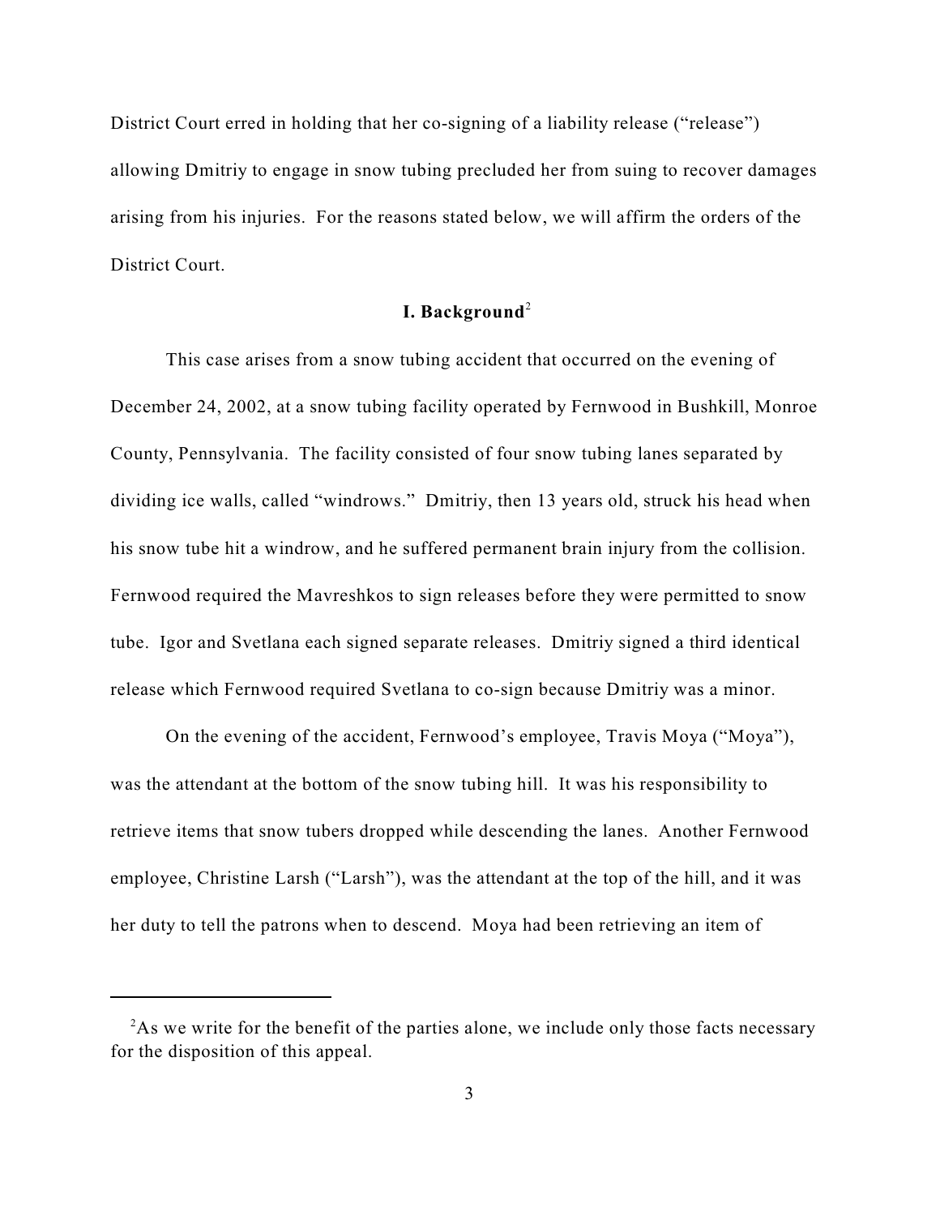District Court erred in holding that her co-signing of a liability release ("release") allowing Dmitriy to engage in snow tubing precluded her from suing to recover damages arising from his injuries. For the reasons stated below, we will affirm the orders of the District Court.

## I. Background[2]

This case arises from a snow tubing accident that occurred on the evening of December 24, 2002, at a snow tubing facility operated by Fernwood in Bushkill, Monroe County, Pennsylvania. The facility consisted of four snow tubing lanes separated by dividing ice walls, called "windrows." Dmitriy, then 13 years old, struck his head when his snow tube hit a windrow, and he suffered permanent brain injury from the collision. Fernwood required the Mavreshkos to sign releases before they were permitted to snow tube. Igor and Svetlana each signed separate releases. Dmitriy signed a third identical release which Fernwood required Svetlana to co-sign because Dmitriy was a minor.

On the evening of the accident, Fernwood's employee, Travis Moya ("Moya"), was the attendant at the bottom of the snow tubing hill. It was his responsibility to retrieve items that snow tubers dropped while descending the lanes. Another Fernwood employee, Christine Larsh ("Larsh"), was the attendant at the top of the hill, and it was her duty to tell the patrons when to descend. Moya had been retrieving an item of

---

[2] As we write for the benefit of the parties alone, we include only those facts necessary for the disposition of this appeal.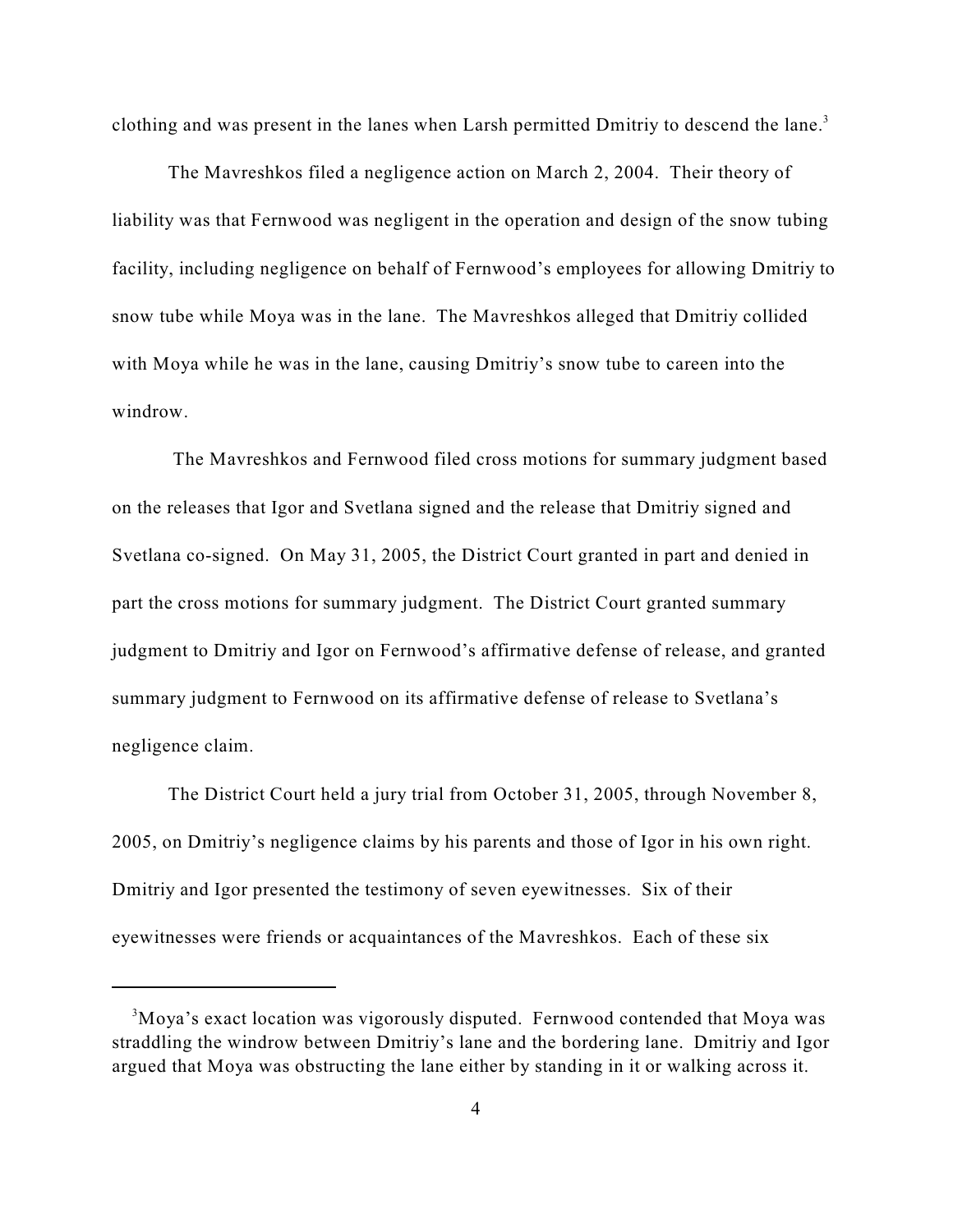clothing and was present in the lanes when Larsh permitted Dmitriy to descend the lane.[3]

The Mavreshkos filed a negligence action on March 2, 2004. Their theory of liability was that Fernwood was negligent in the operation and design of the snow tubing facility, including negligence on behalf of Fernwood's employees for allowing Dmitriy to snow tube while Moya was in the lane. The Mavreshkos alleged that Dmitriy collided with Moya while he was in the lane, causing Dmitriy's snow tube to careen into the windrow.

The Mavreshkos and Fernwood filed cross motions for summary judgment based on the releases that Igor and Svetlana signed and the release that Dmitriy signed and Svetlana co-signed. On May 31, 2005, the District Court granted in part and denied in part the cross motions for summary judgment. The District Court granted summary judgment to Dmitriy and Igor on Fernwood's affirmative defense of release, and granted summary judgment to Fernwood on its affirmative defense of release to Svetlana's negligence claim.

The District Court held a jury trial from October 31, 2005, through November 8, 2005, on Dmitriy's negligence claims by his parents and those of Igor in his own right. Dmitriy and Igor presented the testimony of seven eyewitnesses. Six of their eyewitnesses were friends or acquaintances of the Mavreshkos. Each of these six

---

[3] Moya's exact location was vigorously disputed. Fernwood contended that Moya was straddling the windrow between Dmitriy's lane and the bordering lane. Dmitriy and Igor argued that Moya was obstructing the lane either by standing in it or walking across it.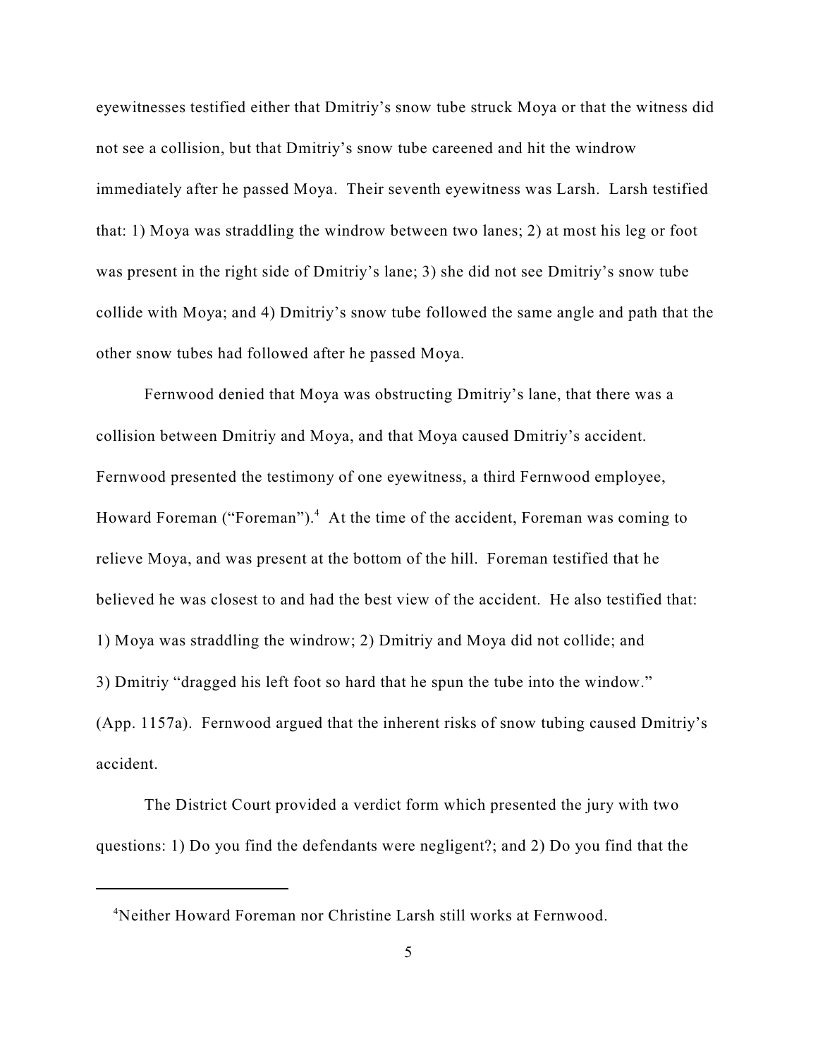eyewitnesses testified either that Dmitriy's snow tube struck Moya or that the witness did not see a collision, but that Dmitriy's snow tube careened and hit the windrow immediately after he passed Moya. Their seventh eyewitness was Larsh. Larsh testified that: 1) Moya was straddling the windrow between two lanes; 2) at most his leg or foot was present in the right side of Dmitriy's lane; 3) she did not see Dmitriy's snow tube collide with Moya; and 4) Dmitriy's snow tube followed the same angle and path that the other snow tubes had followed after he passed Moya.

Fernwood denied that Moya was obstructing Dmitriy's lane, that there was a collision between Dmitriy and Moya, and that Moya caused Dmitriy's accident. Fernwood presented the testimony of one eyewitness, a third Fernwood employee, Howard Foreman ("Foreman").[4] At the time of the accident, Foreman was coming to relieve Moya, and was present at the bottom of the hill. Foreman testified that he believed he was closest to and had the best view of the accident. He also testified that: 1) Moya was straddling the windrow; 2) Dmitriy and Moya did not collide; and 3) Dmitriy "dragged his left foot so hard that he spun the tube into the window." (App. 1157a). Fernwood argued that the inherent risks of snow tubing caused Dmitriy's accident.

The District Court provided a verdict form which presented the jury with two questions: 1) Do you find the defendants were negligent?; and 2) Do you find that the

[4]Neither Howard Foreman nor Christine Larsh still works at Fernwood.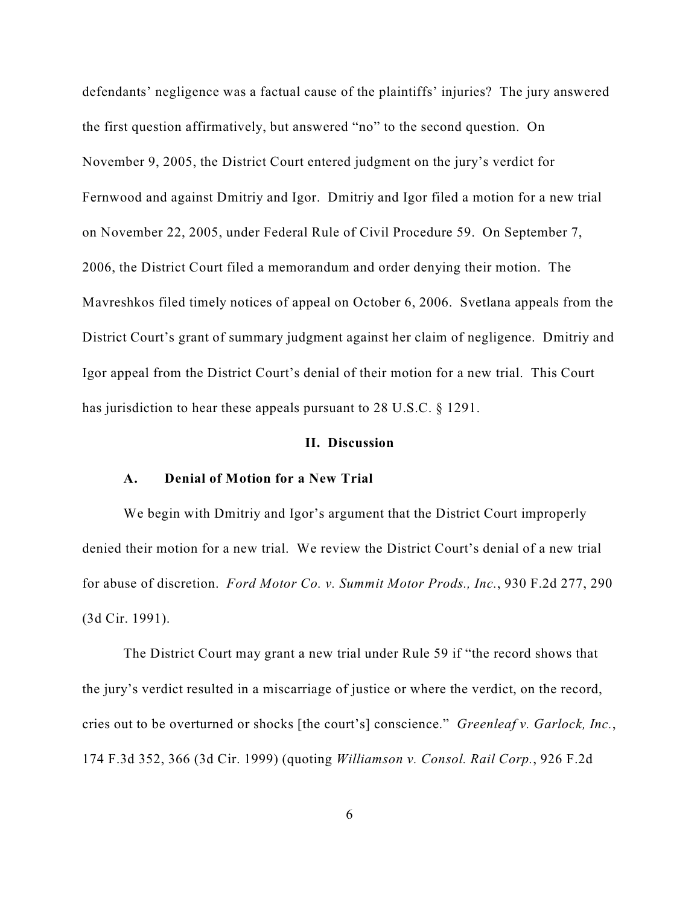defendants' negligence was a factual cause of the plaintiffs' injuries? The jury answered the first question affirmatively, but answered "no" to the second question. On November 9, 2005, the District Court entered judgment on the jury's verdict for Fernwood and against Dmitriy and Igor. Dmitriy and Igor filed a motion for a new trial on November 22, 2005, under Federal Rule of Civil Procedure 59. On September 7, 2006, the District Court filed a memorandum and order denying their motion. The Mavreshkos filed timely notices of appeal on October 6, 2006. Svetlana appeals from the District Court's grant of summary judgment against her claim of negligence. Dmitriy and Igor appeal from the District Court's denial of their motion for a new trial. This Court has jurisdiction to hear these appeals pursuant to 28 U.S.C. § 1291.

## II. Discussion

### A. Denial of Motion for a New Trial

We begin with Dmitriy and Igor's argument that the District Court improperly denied their motion for a new trial. We review the District Court's denial of a new trial for abuse of discretion. *Ford Motor Co. v. Summit Motor Prods., Inc.*, 930 F.2d 277, 290 (3d Cir. 1991).

The District Court may grant a new trial under Rule 59 if "the record shows that the jury's verdict resulted in a miscarriage of justice or where the verdict, on the record, cries out to be overturned or shocks [the court's] conscience." *Greenleaf v. Garlock, Inc.*, 174 F.3d 352, 366 (3d Cir. 1999) (quoting *Williamson v. Consol. Rail Corp.*, 926 F.2d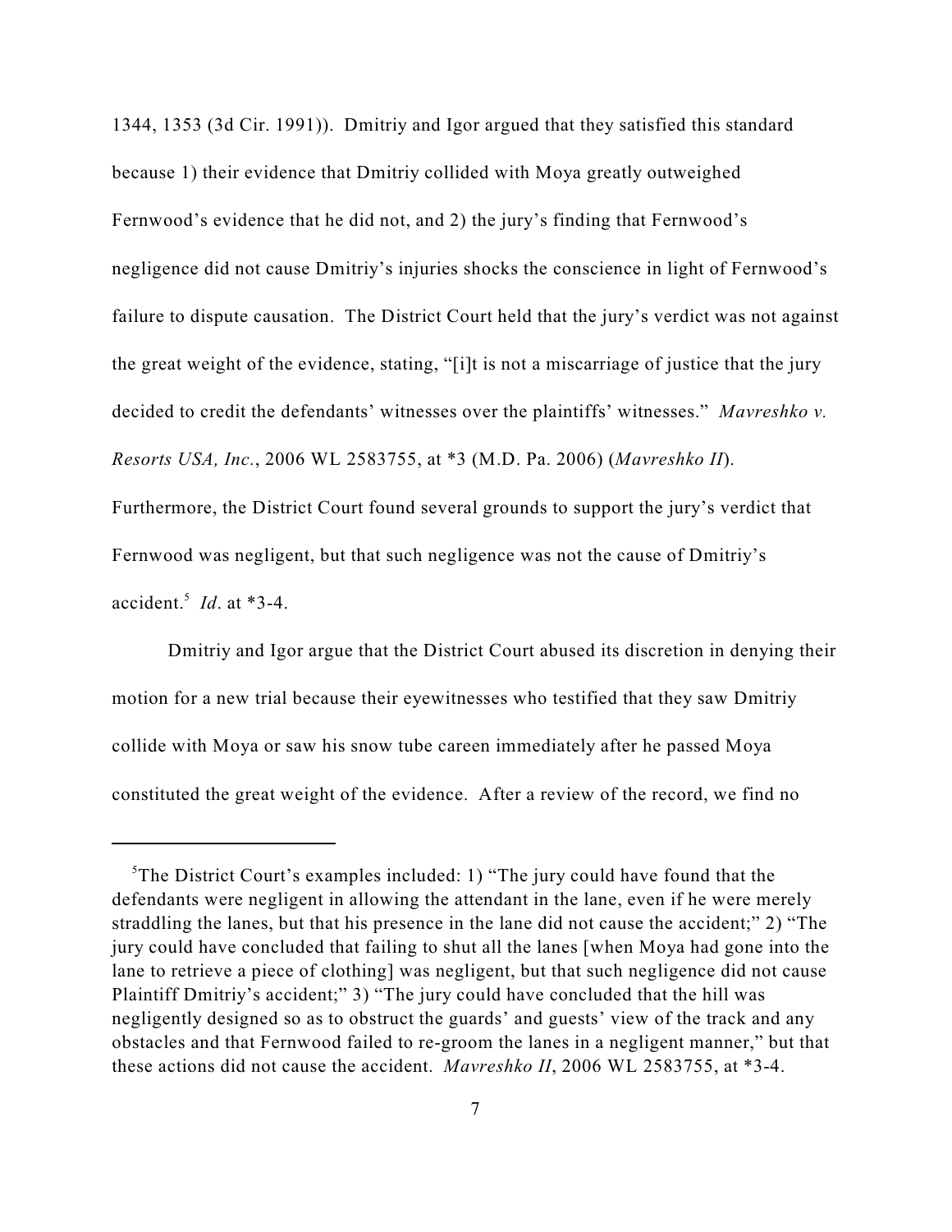1344, 1353 (3d Cir. 1991)). Dmitriy and Igor argued that they satisfied this standard because 1) their evidence that Dmitriy collided with Moya greatly outweighed Fernwood's evidence that he did not, and 2) the jury's finding that Fernwood's negligence did not cause Dmitriy's injuries shocks the conscience in light of Fernwood's failure to dispute causation. The District Court held that the jury's verdict was not against the great weight of the evidence, stating, "[i]t is not a miscarriage of justice that the jury decided to credit the defendants' witnesses over the plaintiffs' witnesses." *Mavreshko v. Resorts USA, Inc.*, 2006 WL 2583755, at *3 (M.D. Pa. 2006) (*Mavreshko II*). Furthermore, the District Court found several grounds to support the jury's verdict that Fernwood was negligent, but that such negligence was not the cause of Dmitriy's accident.[5] *Id*. at *3-4.

Dmitriy and Igor argue that the District Court abused its discretion in denying their motion for a new trial because their eyewitnesses who testified that they saw Dmitriy collide with Moya or saw his snow tube careen immediately after he passed Moya constituted the great weight of the evidence. After a review of the record, we find no

---

[5]The District Court's examples included: 1) "The jury could have found that the defendants were negligent in allowing the attendant in the lane, even if he were merely straddling the lanes, but that his presence in the lane did not cause the accident;" 2) "The jury could have concluded that failing to shut all the lanes [when Moya had gone into the lane to retrieve a piece of clothing] was negligent, but that such negligence did not cause Plaintiff Dmitriy's accident;" 3) "The jury could have concluded that the hill was negligently designed so as to obstruct the guards' and guests' view of the track and any obstacles and that Fernwood failed to re-groom the lanes in a negligent manner," but that these actions did not cause the accident. *Mavreshko II*, 2006 WL 2583755, at *3-4.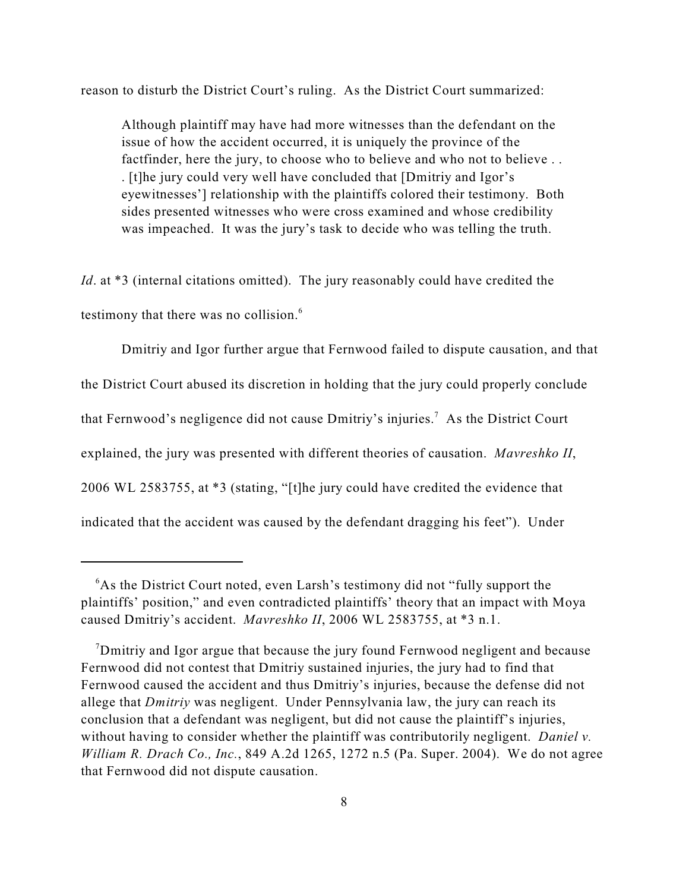reason to disturb the District Court's ruling. As the District Court summarized:

> Although plaintiff may have had more witnesses than the defendant on the issue of how the accident occurred, it is uniquely the province of the factfinder, here the jury, to choose who to believe and who not to believe . . . [t]he jury could very well have concluded that [Dmitriy and Igor's eyewitnesses'] relationship with the plaintiffs colored their testimony. Both sides presented witnesses who were cross examined and whose credibility was impeached. It was the jury's task to decide who was telling the truth.

*Id*. at *3 (internal citations omitted). The jury reasonably could have credited the testimony that there was no collision.[6]

Dmitriy and Igor further argue that Fernwood failed to dispute causation, and that the District Court abused its discretion in holding that the jury could properly conclude that Fernwood's negligence did not cause Dmitriy's injuries.[7] As the District Court explained, the jury was presented with different theories of causation. *Mavreshko II*, 2006 WL 2583755, at *3 (stating, "[t]he jury could have credited the evidence that indicated that the accident was caused by the defendant dragging his feet"). Under

---

[6]As the District Court noted, even Larsh's testimony did not "fully support the plaintiffs' position," and even contradicted plaintiffs' theory that an impact with Moya caused Dmitriy's accident. *Mavreshko II*, 2006 WL 2583755, at *3 n.1.

[7]Dmitriy and Igor argue that because the jury found Fernwood negligent and because Fernwood did not contest that Dmitriy sustained injuries, the jury had to find that Fernwood caused the accident and thus Dmitriy's injuries, because the defense did not allege that *Dmitriy* was negligent. Under Pennsylvania law, the jury can reach its conclusion that a defendant was negligent, but did not cause the plaintiff's injuries, without having to consider whether the plaintiff was contributorily negligent. *Daniel v. William R. Drach Co., Inc.*, 849 A.2d 1265, 1272 n.5 (Pa. Super. 2004). We do not agree that Fernwood did not dispute causation.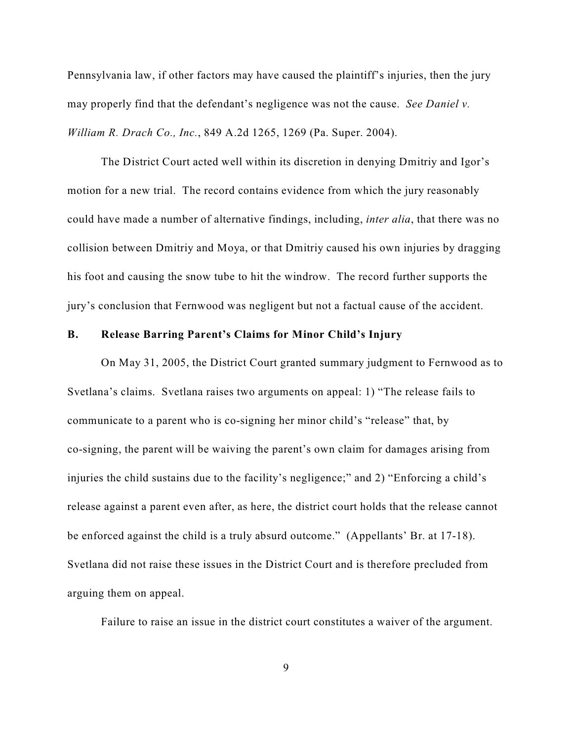Pennsylvania law, if other factors may have caused the plaintiff's injuries, then the jury may properly find that the defendant's negligence was not the cause. *See Daniel v. William R. Drach Co., Inc.*, 849 A.2d 1265, 1269 (Pa. Super. 2004).

The District Court acted well within its discretion in denying Dmitriy and Igor's motion for a new trial. The record contains evidence from which the jury reasonably could have made a number of alternative findings, including, *inter alia*, that there was no collision between Dmitriy and Moya, or that Dmitriy caused his own injuries by dragging his foot and causing the snow tube to hit the windrow. The record further supports the jury's conclusion that Fernwood was negligent but not a factual cause of the accident.

### B. Release Barring Parent's Claims for Minor Child's Injury

On May 31, 2005, the District Court granted summary judgment to Fernwood as to Svetlana's claims. Svetlana raises two arguments on appeal: 1) "The release fails to communicate to a parent who is co-signing her minor child's "release" that, by co-signing, the parent will be waiving the parent's own claim for damages arising from injuries the child sustains due to the facility's negligence;" and 2) "Enforcing a child's release against a parent even after, as here, the district court holds that the release cannot be enforced against the child is a truly absurd outcome." (Appellants' Br. at 17-18). Svetlana did not raise these issues in the District Court and is therefore precluded from arguing them on appeal.

Failure to raise an issue in the district court constitutes a waiver of the argument.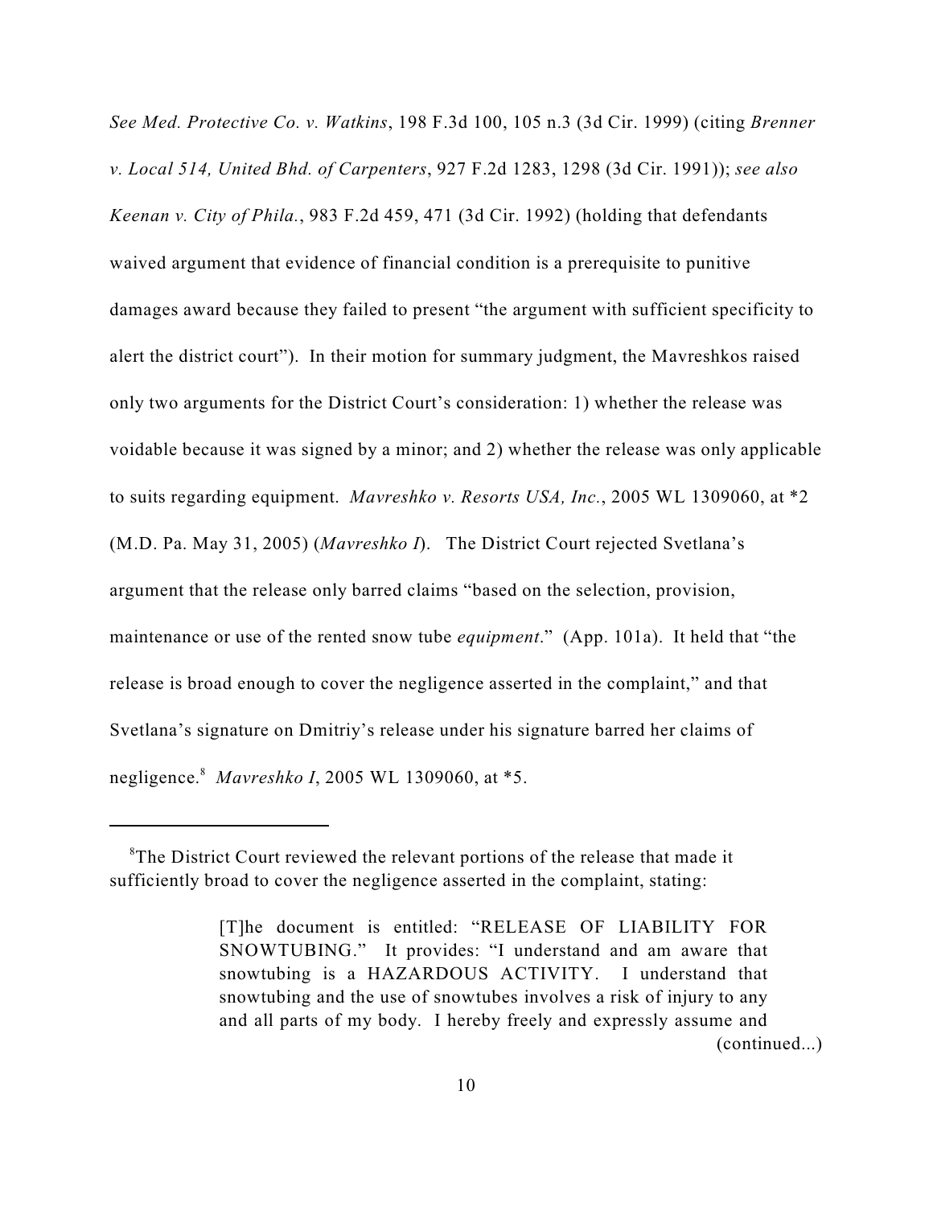*See Med. Protective Co. v. Watkins*, 198 F.3d 100, 105 n.3 (3d Cir. 1999) (citing *Brenner v. Local 514, United Bhd. of Carpenters*, 927 F.2d 1283, 1298 (3d Cir. 1991)); *see also Keenan v. City of Phila.*, 983 F.2d 459, 471 (3d Cir. 1992) (holding that defendants waived argument that evidence of financial condition is a prerequisite to punitive damages award because they failed to present "the argument with sufficient specificity to alert the district court"). In their motion for summary judgment, the Mavreshkos raised only two arguments for the District Court's consideration: 1) whether the release was voidable because it was signed by a minor; and 2) whether the release was only applicable to suits regarding equipment. *Mavreshko v. Resorts USA, Inc.*, 2005 WL 1309060, at \*2 (M.D. Pa. May 31, 2005) (*Mavreshko I*). The District Court rejected Svetlana's argument that the release only barred claims "based on the selection, provision, maintenance or use of the rented snow tube *equipment*." (App. 101a). It held that "the release is broad enough to cover the negligence asserted in the complaint," and that Svetlana's signature on Dmitriy's release under his signature barred her claims of negligence.[8] *Mavreshko I*, 2005 WL 1309060, at \*5.

---

[8] The District Court reviewed the relevant portions of the release that made it sufficiently broad to cover the negligence asserted in the complaint, stating:

> [T]he document is entitled: "RELEASE OF LIABILITY FOR SNOWTUBING." It provides: "I understand and am aware that snowtubing is a HAZARDOUS ACTIVITY. I understand that snowtubing and the use of snowtubes involves a risk of injury to any and all parts of my body. I hereby freely and expressly assume and
>
> (continued...)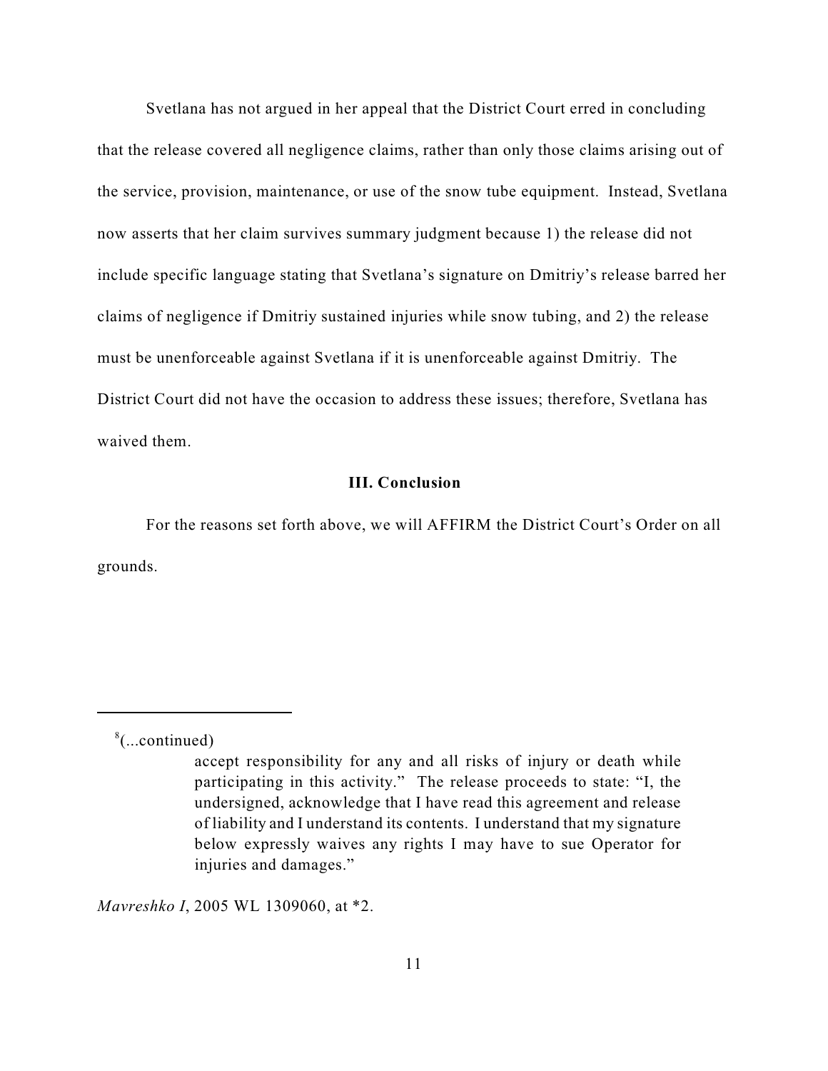Svetlana has not argued in her appeal that the District Court erred in concluding that the release covered all negligence claims, rather than only those claims arising out of the service, provision, maintenance, or use of the snow tube equipment. Instead, Svetlana now asserts that her claim survives summary judgment because 1) the release did not include specific language stating that Svetlana's signature on Dmitriy's release barred her claims of negligence if Dmitriy sustained injuries while snow tubing, and 2) the release must be unenforceable against Svetlana if it is unenforceable against Dmitriy. The District Court did not have the occasion to address these issues; therefore, Svetlana has waived them.

### III. Conclusion

For the reasons set forth above, we will AFFIRM the District Court's Order on all grounds.

---

[8](...continued)

> accept responsibility for any and all risks of injury or death while participating in this activity." The release proceeds to state: "I, the undersigned, acknowledge that I have read this agreement and release of liability and I understand its contents. I understand that my signature below expressly waives any rights I may have to sue Operator for injuries and damages."

*Mavreshko I*, 2005 WL 1309060, at *2.